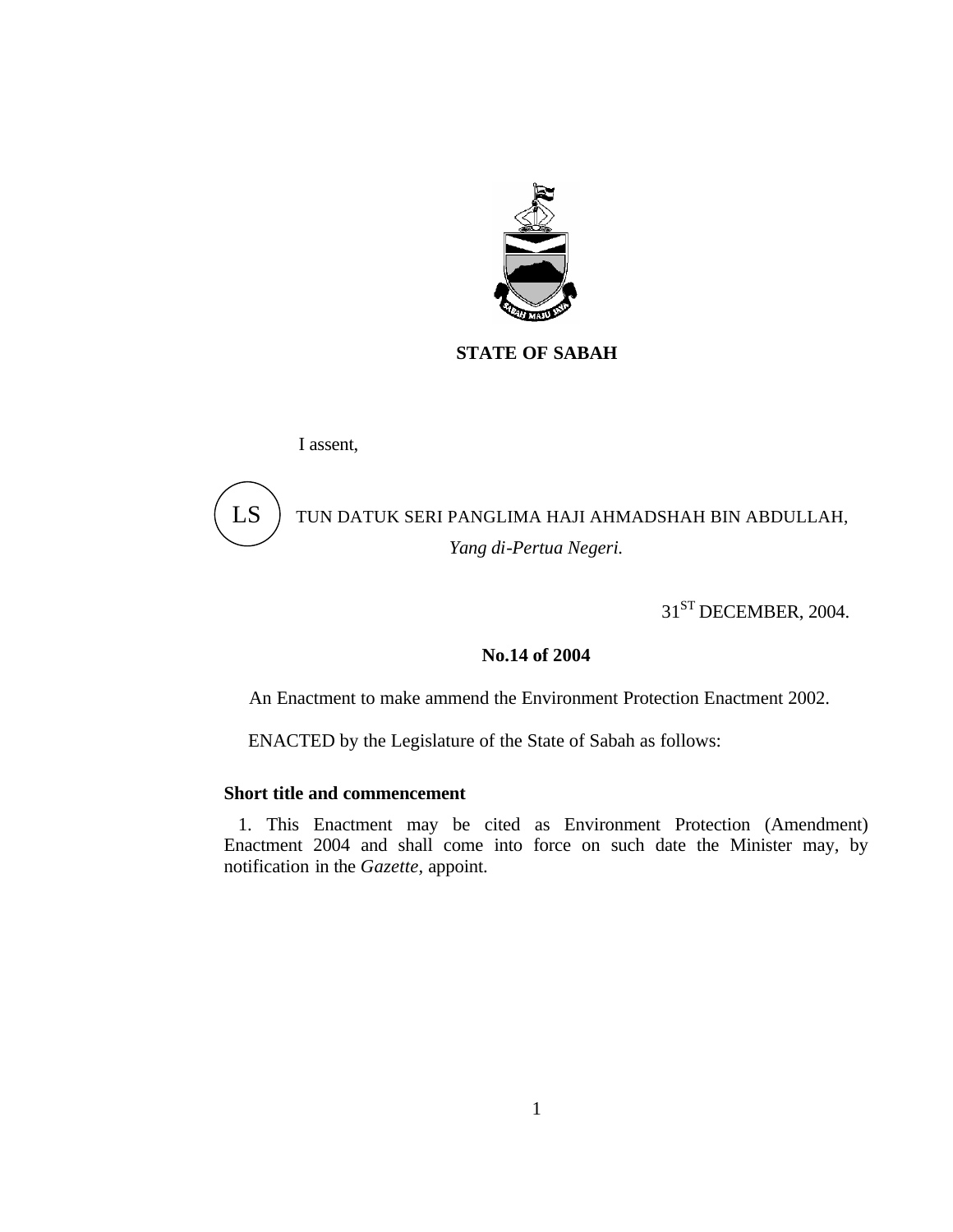**STATE OF SABAH**

I assent,

LS TUN DATUK SERI PANGLIMA HAJI AHMADSHAH BIN ABDULLAH,
*Yang di-Pertua Negeri.*

31ST DECEMBER, 2004.

**No.14 of 2004**

An Enactment to make ammend the Environment Protection Enactment 2002.

ENACTED by the Legislature of the State of Sabah as follows:

**Short title and commencement**

1. This Enactment may be cited as Environment Protection (Amendment) Enactment 2004 and shall come into force on such date the Minister may, by notification in the *Gazette*, appoint.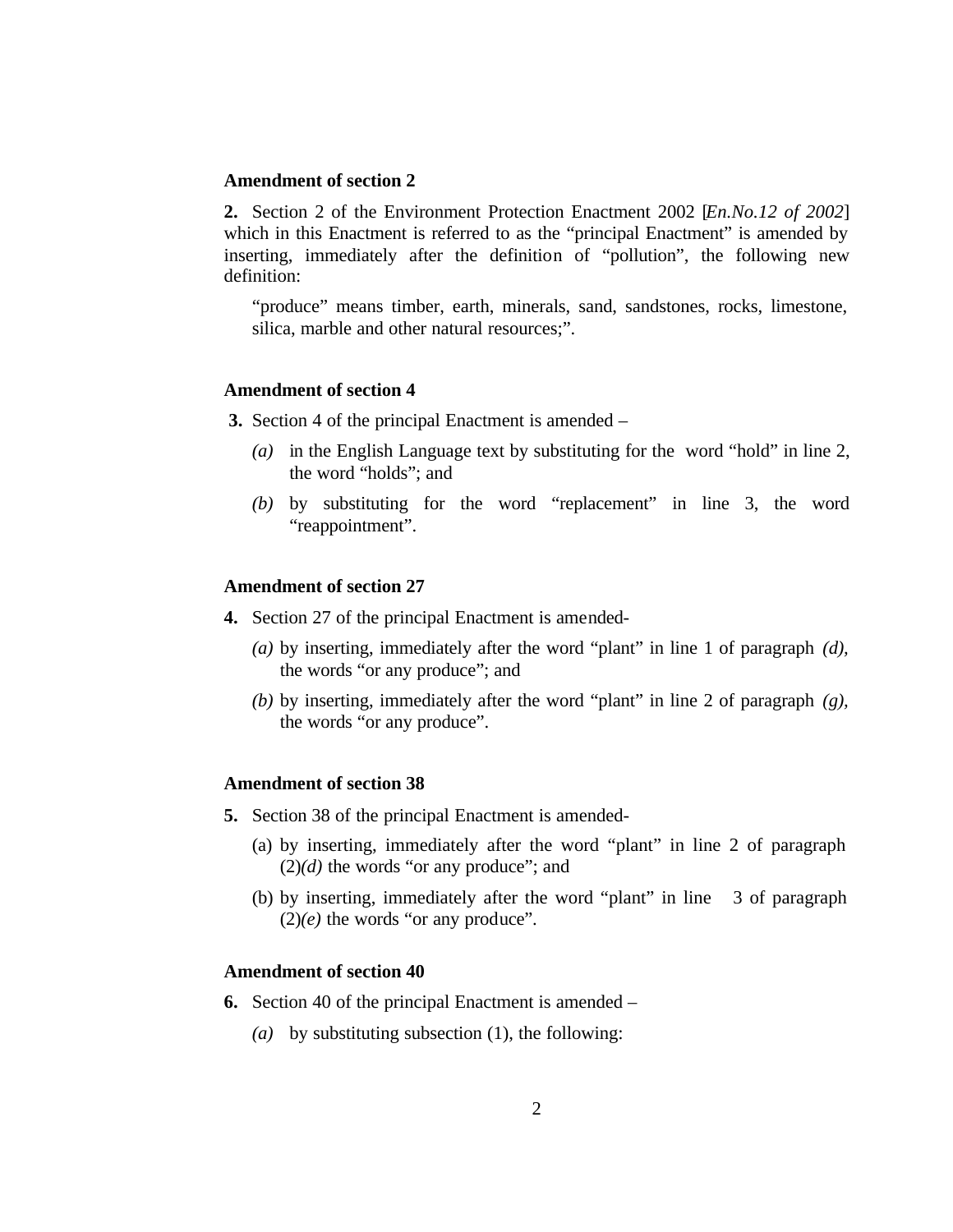**Amendment of section 2**

**2.** Section 2 of the Environment Protection Enactment 2002 [*En.No.12 of 2002*] which in this Enactment is referred to as the "principal Enactment" is amended by inserting, immediately after the definition of "pollution", the following new definition:

> "produce" means timber, earth, minerals, sand, sandstones, rocks, limestone, silica, marble and other natural resources;".

**Amendment of section 4**

**3.** Section 4 of the principal Enactment is amended –

- *(a)* in the English Language text by substituting for the word "hold" in line 2, the word "holds"; and
- *(b)* by substituting for the word "replacement" in line 3, the word "reappointment".

**Amendment of section 27**

**4.** Section 27 of the principal Enactment is amended-

- *(a)* by inserting, immediately after the word "plant" in line 1 of paragraph *(d),* the words "or any produce"; and
- *(b)* by inserting, immediately after the word "plant" in line 2 of paragraph *(g),* the words "or any produce".

**Amendment of section 38**

**5.** Section 38 of the principal Enactment is amended-

- (a) by inserting, immediately after the word "plant" in line 2 of paragraph (2)*(d)* the words "or any produce"; and
- (b) by inserting, immediately after the word "plant" in line 3 of paragraph (2)*(e)* the words "or any produce".

**Amendment of section 40**

**6.** Section 40 of the principal Enactment is amended –

- *(a)* by substituting subsection (1), the following: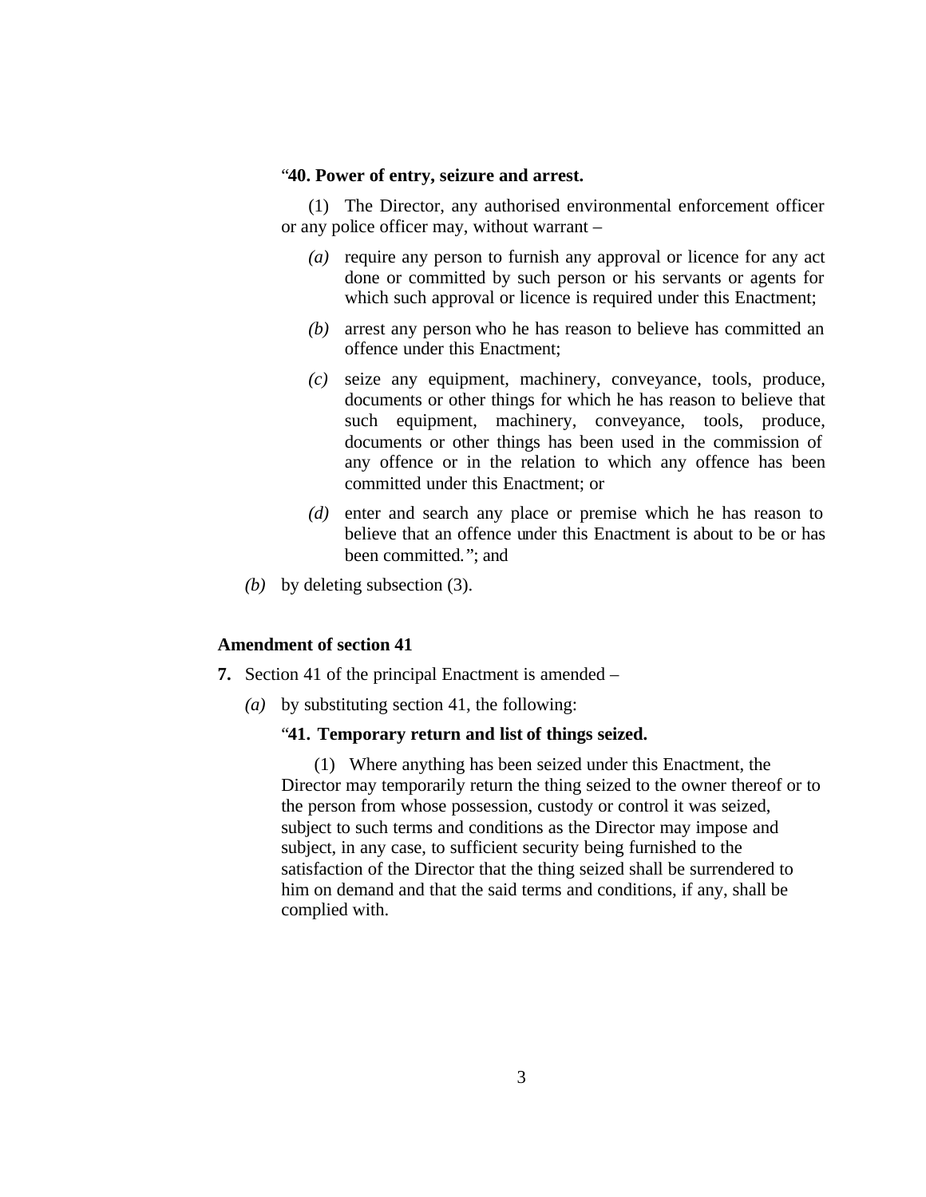"**40. Power of entry, seizure and arrest.**

(1) The Director, any authorised environmental enforcement officer or any police officer may, without warrant –

*(a)* require any person to furnish any approval or licence for any act done or committed by such person or his servants or agents for which such approval or licence is required under this Enactment;

*(b)* arrest any person who he has reason to believe has committed an offence under this Enactment;

*(c)* seize any equipment, machinery, conveyance, tools, produce, documents or other things for which he has reason to believe that such equipment, machinery, conveyance, tools, produce, documents or other things has been used in the commission of any offence or in the relation to which any offence has been committed under this Enactment; or

*(d)* enter and search any place or premise which he has reason to believe that an offence under this Enactment is about to be or has been committed."; and

*(b)* by deleting subsection (3).

**Amendment of section 41**

**7.** Section 41 of the principal Enactment is amended –

*(a)* by substituting section 41, the following:

"**41. Temporary return and list of things seized.**

(1) Where anything has been seized under this Enactment, the Director may temporarily return the thing seized to the owner thereof or to the person from whose possession, custody or control it was seized, subject to such terms and conditions as the Director may impose and subject, in any case, to sufficient security being furnished to the satisfaction of the Director that the thing seized shall be surrendered to him on demand and that the said terms and conditions, if any, shall be complied with.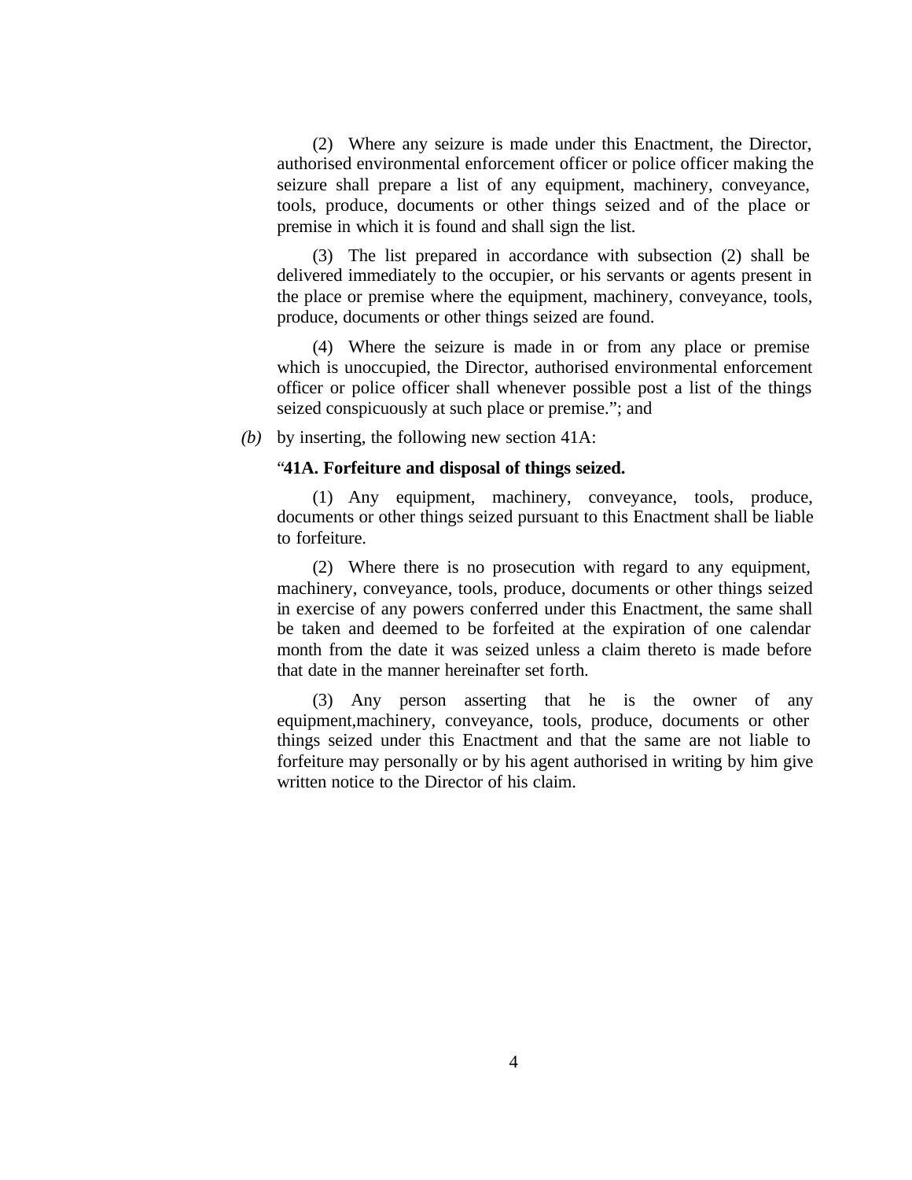(2) Where any seizure is made under this Enactment, the Director, authorised environmental enforcement officer or police officer making the seizure shall prepare a list of any equipment, machinery, conveyance, tools, produce, documents or other things seized and of the place or premise in which it is found and shall sign the list.

(3) The list prepared in accordance with subsection (2) shall be delivered immediately to the occupier, or his servants or agents present in the place or premise where the equipment, machinery, conveyance, tools, produce, documents or other things seized are found.

(4) Where the seizure is made in or from any place or premise which is unoccupied, the Director, authorised environmental enforcement officer or police officer shall whenever possible post a list of the things seized conspicuously at such place or premise."; and

*(b)* by inserting, the following new section 41A:

"**41A. Forfeiture and disposal of things seized.**

(1) Any equipment, machinery, conveyance, tools, produce, documents or other things seized pursuant to this Enactment shall be liable to forfeiture.

(2) Where there is no prosecution with regard to any equipment, machinery, conveyance, tools, produce, documents or other things seized in exercise of any powers conferred under this Enactment, the same shall be taken and deemed to be forfeited at the expiration of one calendar month from the date it was seized unless a claim thereto is made before that date in the manner hereinafter set forth.

(3) Any person asserting that he is the owner of any equipment,machinery, conveyance, tools, produce, documents or other things seized under this Enactment and that the same are not liable to forfeiture may personally or by his agent authorised in writing by him give written notice to the Director of his claim.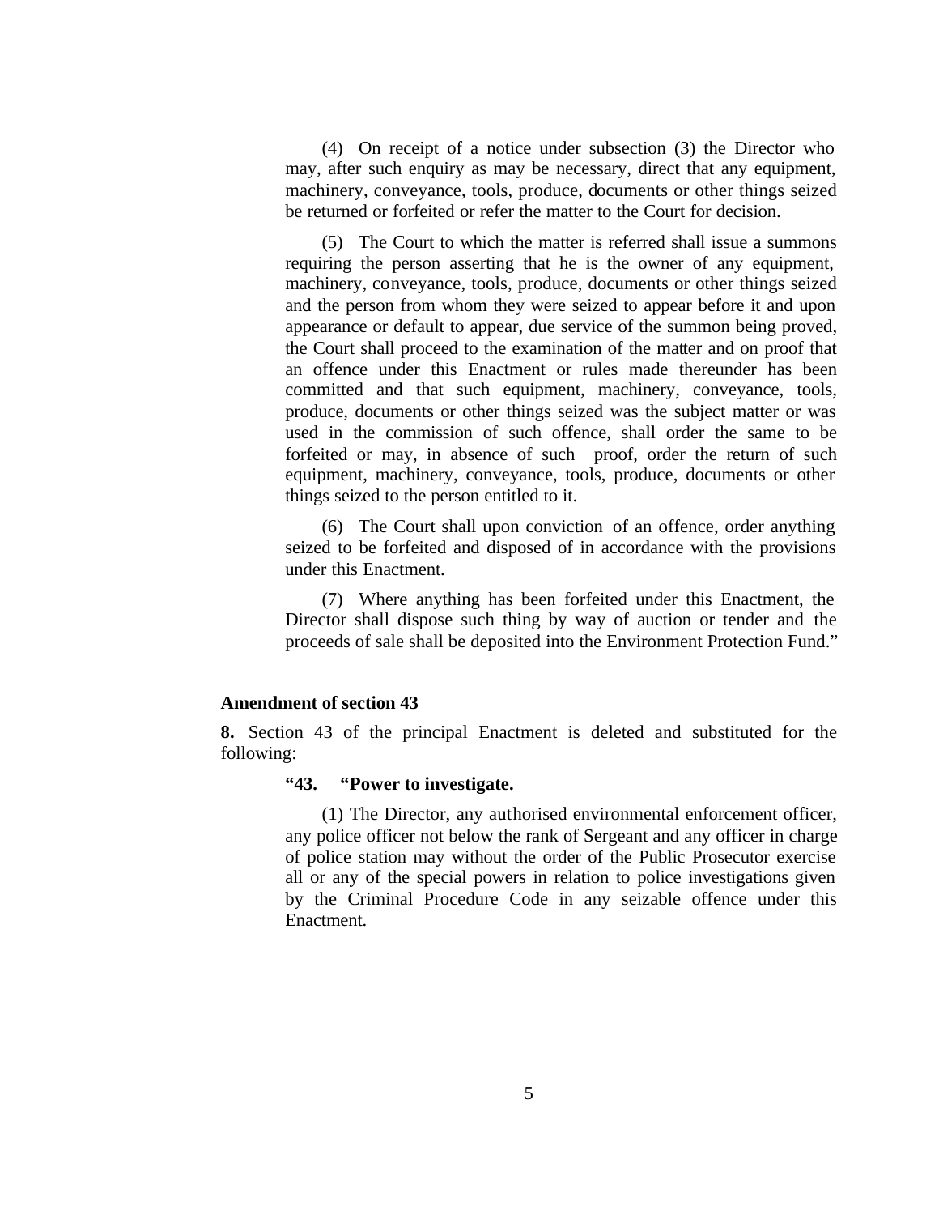(4) On receipt of a notice under subsection (3) the Director who may, after such enquiry as may be necessary, direct that any equipment, machinery, conveyance, tools, produce, documents or other things seized be returned or forfeited or refer the matter to the Court for decision.

(5) The Court to which the matter is referred shall issue a summons requiring the person asserting that he is the owner of any equipment, machinery, conveyance, tools, produce, documents or other things seized and the person from whom they were seized to appear before it and upon appearance or default to appear, due service of the summon being proved, the Court shall proceed to the examination of the matter and on proof that an offence under this Enactment or rules made thereunder has been committed and that such equipment, machinery, conveyance, tools, produce, documents or other things seized was the subject matter or was used in the commission of such offence, shall order the same to be forfeited or may, in absence of such proof, order the return of such equipment, machinery, conveyance, tools, produce, documents or other things seized to the person entitled to it.

(6) The Court shall upon conviction of an offence, order anything seized to be forfeited and disposed of in accordance with the provisions under this Enactment.

(7) Where anything has been forfeited under this Enactment, the Director shall dispose such thing by way of auction or tender and the proceeds of sale shall be deposited into the Environment Protection Fund."

**Amendment of section 43**

**8.** Section 43 of the principal Enactment is deleted and substituted for the following:

**"43. "Power to investigate.**

(1) The Director, any authorised environmental enforcement officer, any police officer not below the rank of Sergeant and any officer in charge of police station may without the order of the Public Prosecutor exercise all or any of the special powers in relation to police investigations given by the Criminal Procedure Code in any seizable offence under this Enactment.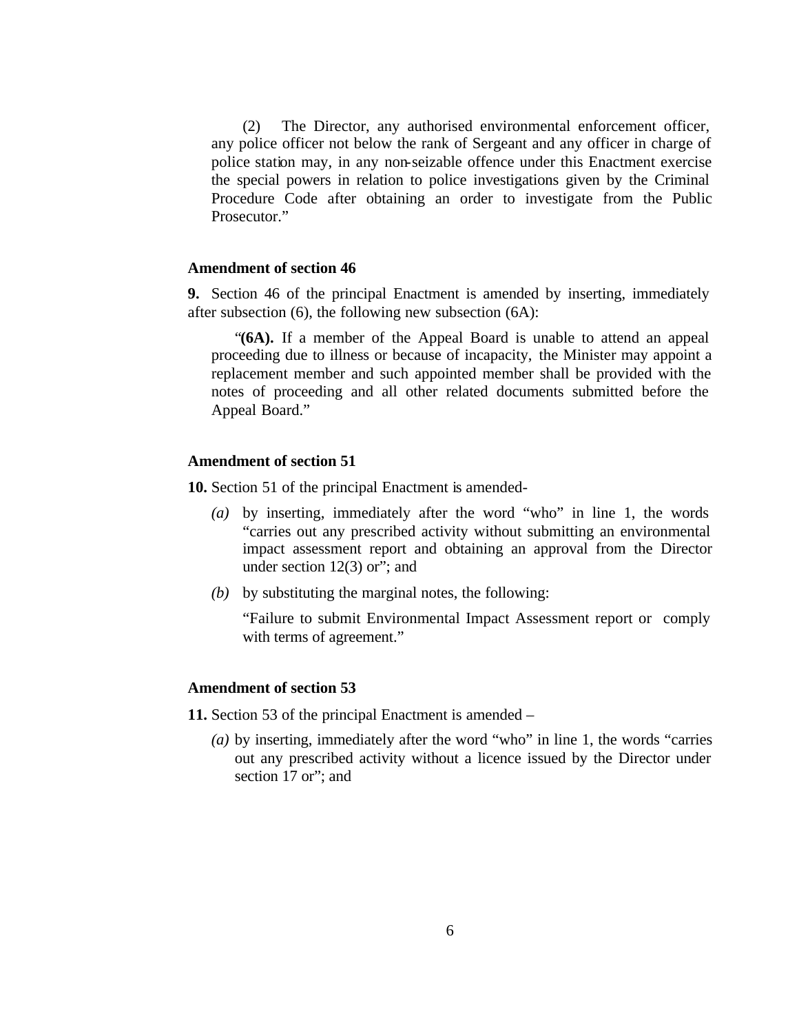(2) The Director, any authorised environmental enforcement officer, any police officer not below the rank of Sergeant and any officer in charge of police station may, in any non-seizable offence under this Enactment exercise the special powers in relation to police investigations given by the Criminal Procedure Code after obtaining an order to investigate from the Public Prosecutor."

**Amendment of section 46**

**9.** Section 46 of the principal Enactment is amended by inserting, immediately after subsection (6), the following new subsection (6A):

"**(6A).** If a member of the Appeal Board is unable to attend an appeal proceeding due to illness or because of incapacity, the Minister may appoint a replacement member and such appointed member shall be provided with the notes of proceeding and all other related documents submitted before the Appeal Board."

**Amendment of section 51**

**10.** Section 51 of the principal Enactment is amended-

*(a)* by inserting, immediately after the word "who" in line 1, the words "carries out any prescribed activity without submitting an environmental impact assessment report and obtaining an approval from the Director under section 12(3) or"; and

*(b)* by substituting the marginal notes, the following:

"Failure to submit Environmental Impact Assessment report or comply with terms of agreement."

**Amendment of section 53**

**11.** Section 53 of the principal Enactment is amended –

*(a)* by inserting, immediately after the word "who" in line 1, the words "carries out any prescribed activity without a licence issued by the Director under section 17 or"; and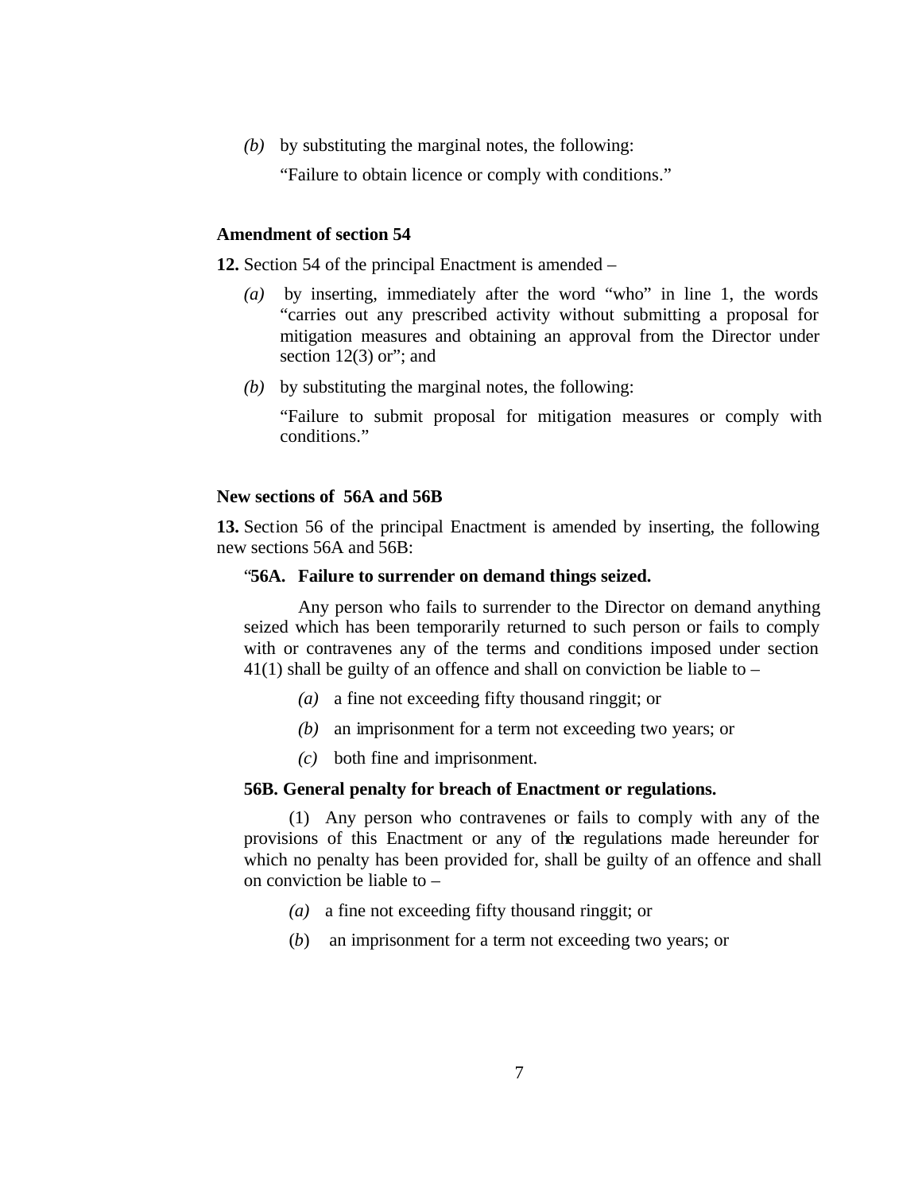(*b*) by substituting the marginal notes, the following:

"Failure to obtain licence or comply with conditions."

**Amendment of section 54**

**12.** Section 54 of the principal Enactment is amended –

(*a*) by inserting, immediately after the word "who" in line 1, the words "carries out any prescribed activity without submitting a proposal for mitigation measures and obtaining an approval from the Director under section 12(3) or"; and

(*b*) by substituting the marginal notes, the following:

"Failure to submit proposal for mitigation measures or comply with conditions."

**New sections of 56A and 56B**

**13.** Section 56 of the principal Enactment is amended by inserting, the following new sections 56A and 56B:

"**56A. Failure to surrender on demand things seized.**

Any person who fails to surrender to the Director on demand anything seized which has been temporarily returned to such person or fails to comply with or contravenes any of the terms and conditions imposed under section 41(1) shall be guilty of an offence and shall on conviction be liable to –

(*a*) a fine not exceeding fifty thousand ringgit; or

(*b*) an imprisonment for a term not exceeding two years; or

(*c*) both fine and imprisonment.

**56B. General penalty for breach of Enactment or regulations.**

(1) Any person who contravenes or fails to comply with any of the provisions of this Enactment or any of the regulations made hereunder for which no penalty has been provided for, shall be guilty of an offence and shall on conviction be liable to –

(*a*) a fine not exceeding fifty thousand ringgit; or

(*b*) an imprisonment for a term not exceeding two years; or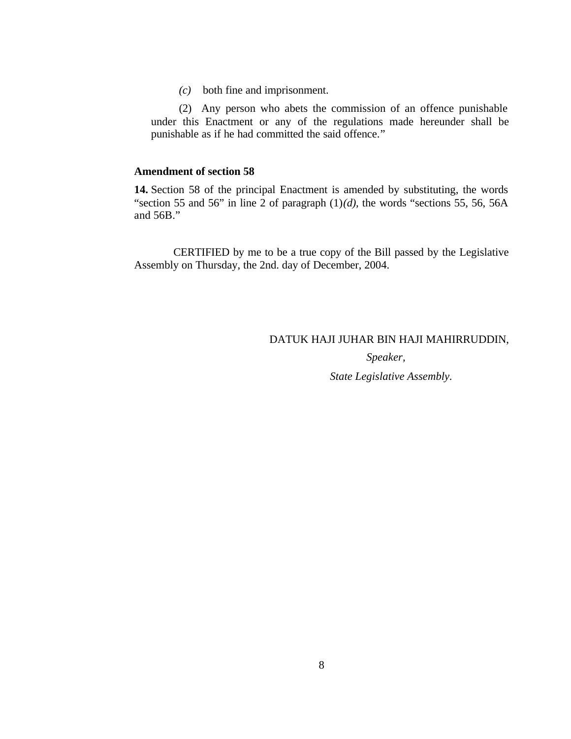*(c)* both fine and imprisonment.

(2) Any person who abets the commission of an offence punishable under this Enactment or any of the regulations made hereunder shall be punishable as if he had committed the said offence."

**Amendment of section 58**

**14.** Section 58 of the principal Enactment is amended by substituting, the words "section 55 and 56" in line 2 of paragraph (1)*(d)*, the words "sections 55, 56, 56A and 56B."

CERTIFIED by me to be a true copy of the Bill passed by the Legislative Assembly on Thursday, the 2nd. day of December, 2004.

DATUK HAJI JUHAR BIN HAJI MAHIRRUDDIN,

*Speaker,*

*State Legislative Assembly.*